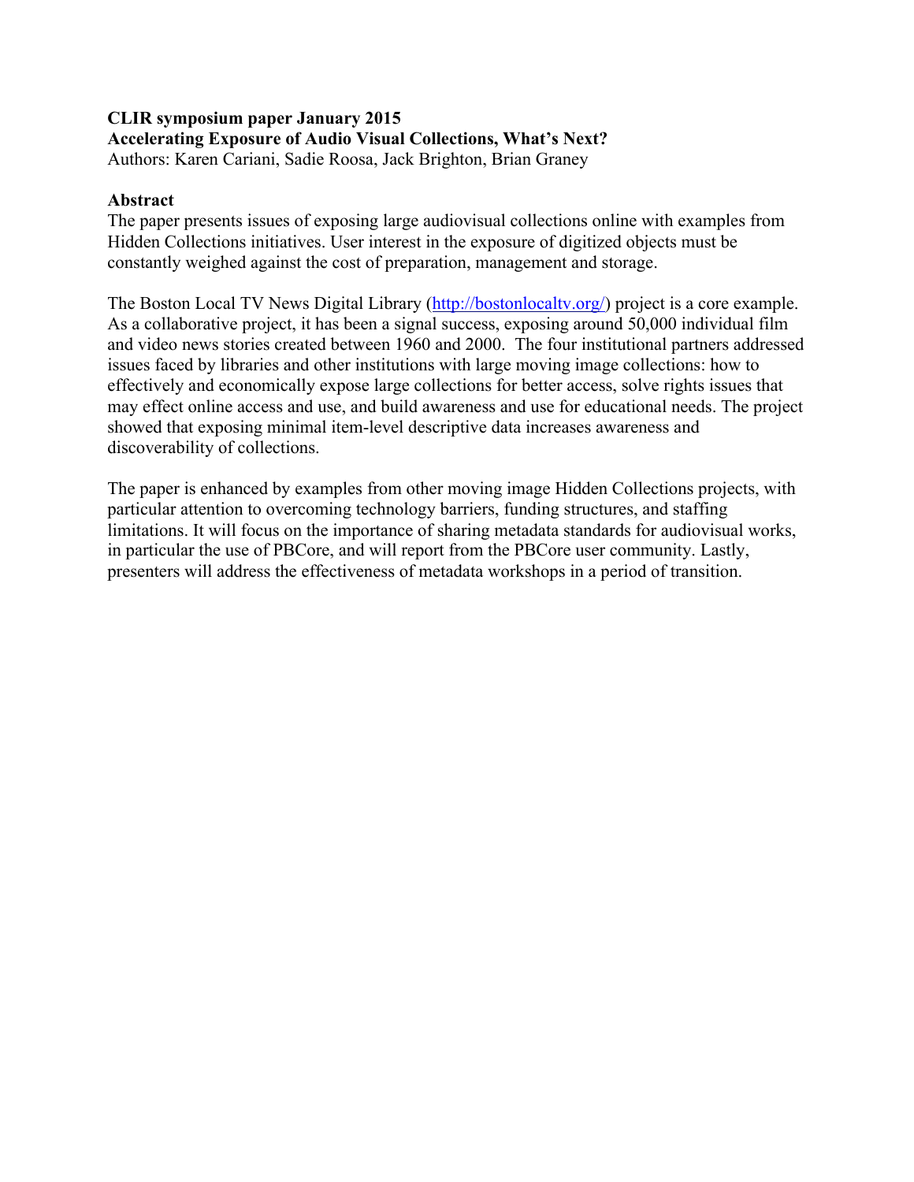**CLIR symposium paper January 2015**
**Accelerating Exposure of Audio Visual Collections, What's Next?**
Authors: Karen Cariani, Sadie Roosa, Jack Brighton, Brian Graney

## Abstract

The paper presents issues of exposing large audiovisual collections online with examples from Hidden Collections initiatives. User interest in the exposure of digitized objects must be constantly weighed against the cost of preparation, management and storage.

The Boston Local TV News Digital Library ([http://bostonlocaltv.org/](http://bostonlocaltv.org/)) project is a core example. As a collaborative project, it has been a signal success, exposing around 50,000 individual film and video news stories created between 1960 and 2000. The four institutional partners addressed issues faced by libraries and other institutions with large moving image collections: how to effectively and economically expose large collections for better access, solve rights issues that may effect online access and use, and build awareness and use for educational needs. The project showed that exposing minimal item-level descriptive data increases awareness and discoverability of collections.

The paper is enhanced by examples from other moving image Hidden Collections projects, with particular attention to overcoming technology barriers, funding structures, and staffing limitations. It will focus on the importance of sharing metadata standards for audiovisual works, in particular the use of PBCore, and will report from the PBCore user community. Lastly, presenters will address the effectiveness of metadata workshops in a period of transition.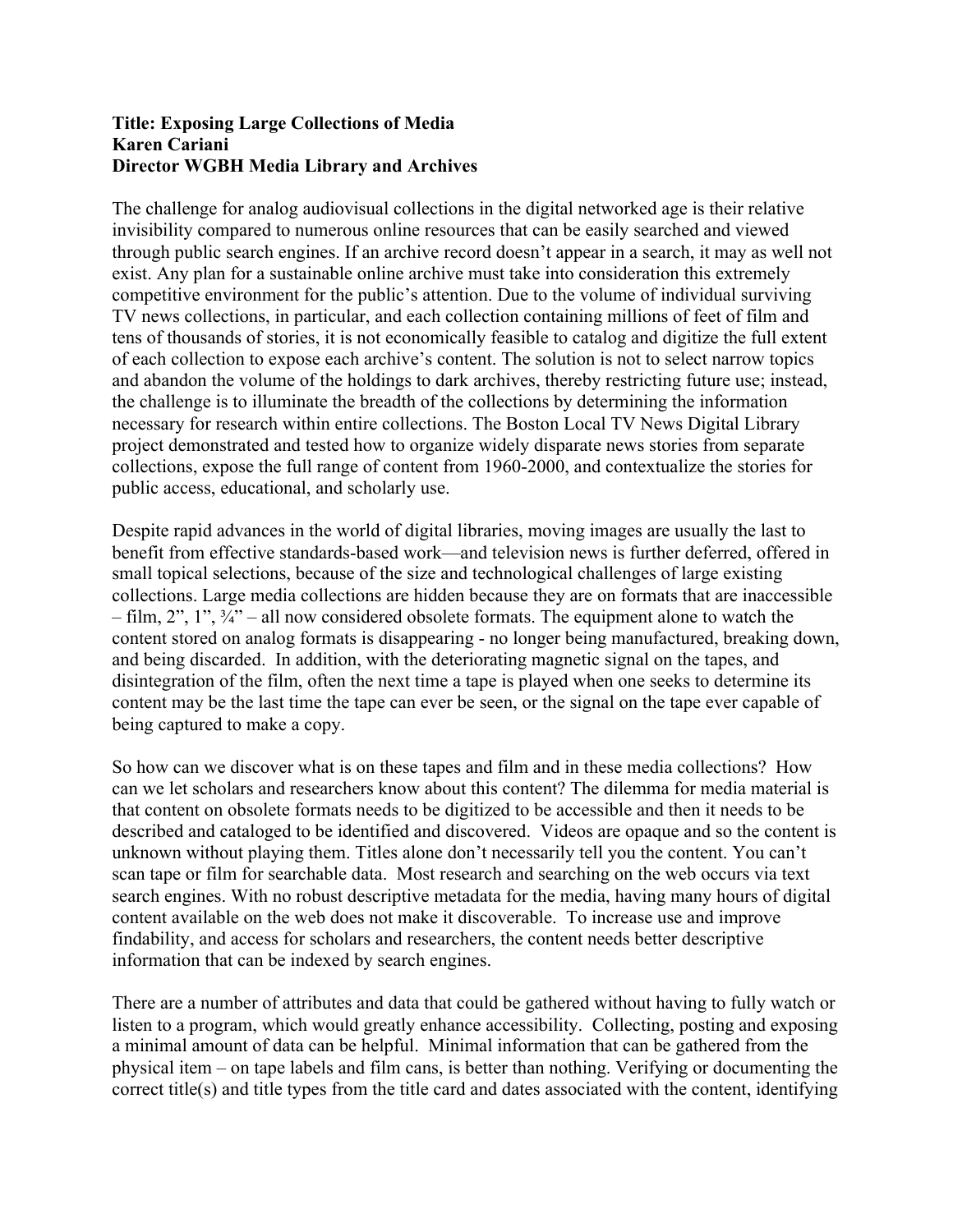**Title: Exposing Large Collections of Media**
**Karen Cariani**
**Director WGBH Media Library and Archives**

The challenge for analog audiovisual collections in the digital networked age is their relative invisibility compared to numerous online resources that can be easily searched and viewed through public search engines. If an archive record doesn't appear in a search, it may as well not exist. Any plan for a sustainable online archive must take into consideration this extremely competitive environment for the public's attention. Due to the volume of individual surviving TV news collections, in particular, and each collection containing millions of feet of film and tens of thousands of stories, it is not economically feasible to catalog and digitize the full extent of each collection to expose each archive's content. The solution is not to select narrow topics and abandon the volume of the holdings to dark archives, thereby restricting future use; instead, the challenge is to illuminate the breadth of the collections by determining the information necessary for research within entire collections. The Boston Local TV News Digital Library project demonstrated and tested how to organize widely disparate news stories from separate collections, expose the full range of content from 1960-2000, and contextualize the stories for public access, educational, and scholarly use.

Despite rapid advances in the world of digital libraries, moving images are usually the last to benefit from effective standards-based work—and television news is further deferred, offered in small topical selections, because of the size and technological challenges of large existing collections. Large media collections are hidden because they are on formats that are inaccessible – film, 2", 1", ¾" – all now considered obsolete formats. The equipment alone to watch the content stored on analog formats is disappearing - no longer being manufactured, breaking down, and being discarded. In addition, with the deteriorating magnetic signal on the tapes, and disintegration of the film, often the next time a tape is played when one seeks to determine its content may be the last time the tape can ever be seen, or the signal on the tape ever capable of being captured to make a copy.

So how can we discover what is on these tapes and film and in these media collections? How can we let scholars and researchers know about this content? The dilemma for media material is that content on obsolete formats needs to be digitized to be accessible and then it needs to be described and cataloged to be identified and discovered. Videos are opaque and so the content is unknown without playing them. Titles alone don't necessarily tell you the content. You can't scan tape or film for searchable data. Most research and searching on the web occurs via text search engines. With no robust descriptive metadata for the media, having many hours of digital content available on the web does not make it discoverable. To increase use and improve findability, and access for scholars and researchers, the content needs better descriptive information that can be indexed by search engines.

There are a number of attributes and data that could be gathered without having to fully watch or listen to a program, which would greatly enhance accessibility. Collecting, posting and exposing a minimal amount of data can be helpful. Minimal information that can be gathered from the physical item – on tape labels and film cans, is better than nothing. Verifying or documenting the correct title(s) and title types from the title card and dates associated with the content, identifying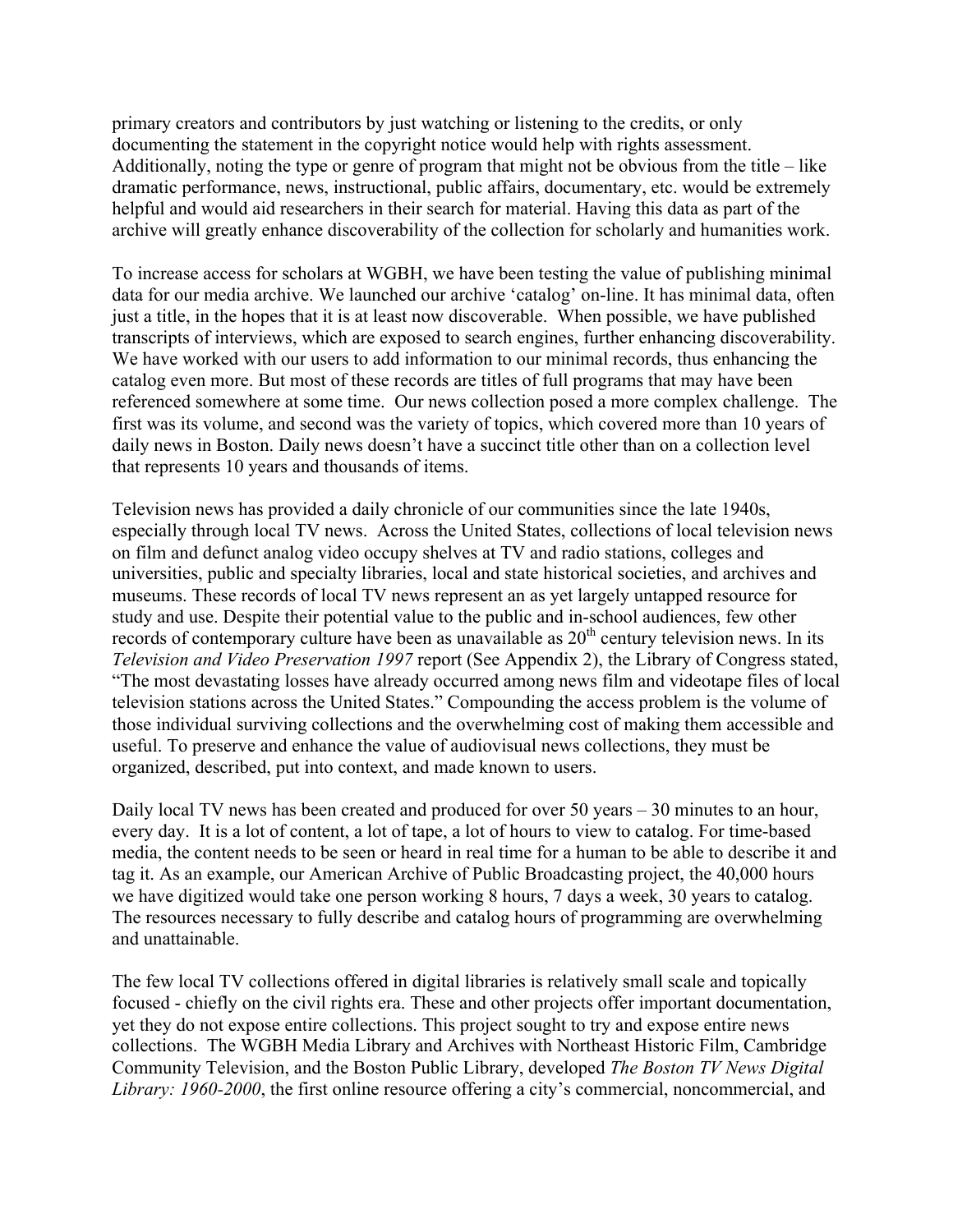primary creators and contributors by just watching or listening to the credits, or only documenting the statement in the copyright notice would help with rights assessment. Additionally, noting the type or genre of program that might not be obvious from the title – like dramatic performance, news, instructional, public affairs, documentary, etc. would be extremely helpful and would aid researchers in their search for material. Having this data as part of the archive will greatly enhance discoverability of the collection for scholarly and humanities work.

To increase access for scholars at WGBH, we have been testing the value of publishing minimal data for our media archive. We launched our archive 'catalog' on-line. It has minimal data, often just a title, in the hopes that it is at least now discoverable. When possible, we have published transcripts of interviews, which are exposed to search engines, further enhancing discoverability. We have worked with our users to add information to our minimal records, thus enhancing the catalog even more. But most of these records are titles of full programs that may have been referenced somewhere at some time. Our news collection posed a more complex challenge. The first was its volume, and second was the variety of topics, which covered more than 10 years of daily news in Boston. Daily news doesn't have a succinct title other than on a collection level that represents 10 years and thousands of items.

Television news has provided a daily chronicle of our communities since the late 1940s, especially through local TV news. Across the United States, collections of local television news on film and defunct analog video occupy shelves at TV and radio stations, colleges and universities, public and specialty libraries, local and state historical societies, and archives and museums. These records of local TV news represent an as yet largely untapped resource for study and use. Despite their potential value to the public and in-school audiences, few other records of contemporary culture have been as unavailable as 20th century television news. In its *Television and Video Preservation 1997* report (See Appendix 2), the Library of Congress stated, "The most devastating losses have already occurred among news film and videotape files of local television stations across the United States." Compounding the access problem is the volume of those individual surviving collections and the overwhelming cost of making them accessible and useful. To preserve and enhance the value of audiovisual news collections, they must be organized, described, put into context, and made known to users.

Daily local TV news has been created and produced for over 50 years – 30 minutes to an hour, every day. It is a lot of content, a lot of tape, a lot of hours to view to catalog. For time-based media, the content needs to be seen or heard in real time for a human to be able to describe it and tag it. As an example, our American Archive of Public Broadcasting project, the 40,000 hours we have digitized would take one person working 8 hours, 7 days a week, 30 years to catalog. The resources necessary to fully describe and catalog hours of programming are overwhelming and unattainable.

The few local TV collections offered in digital libraries is relatively small scale and topically focused - chiefly on the civil rights era. These and other projects offer important documentation, yet they do not expose entire collections. This project sought to try and expose entire news collections. The WGBH Media Library and Archives with Northeast Historic Film, Cambridge Community Television, and the Boston Public Library, developed *The Boston TV News Digital Library: 1960-2000*, the first online resource offering a city's commercial, noncommercial, and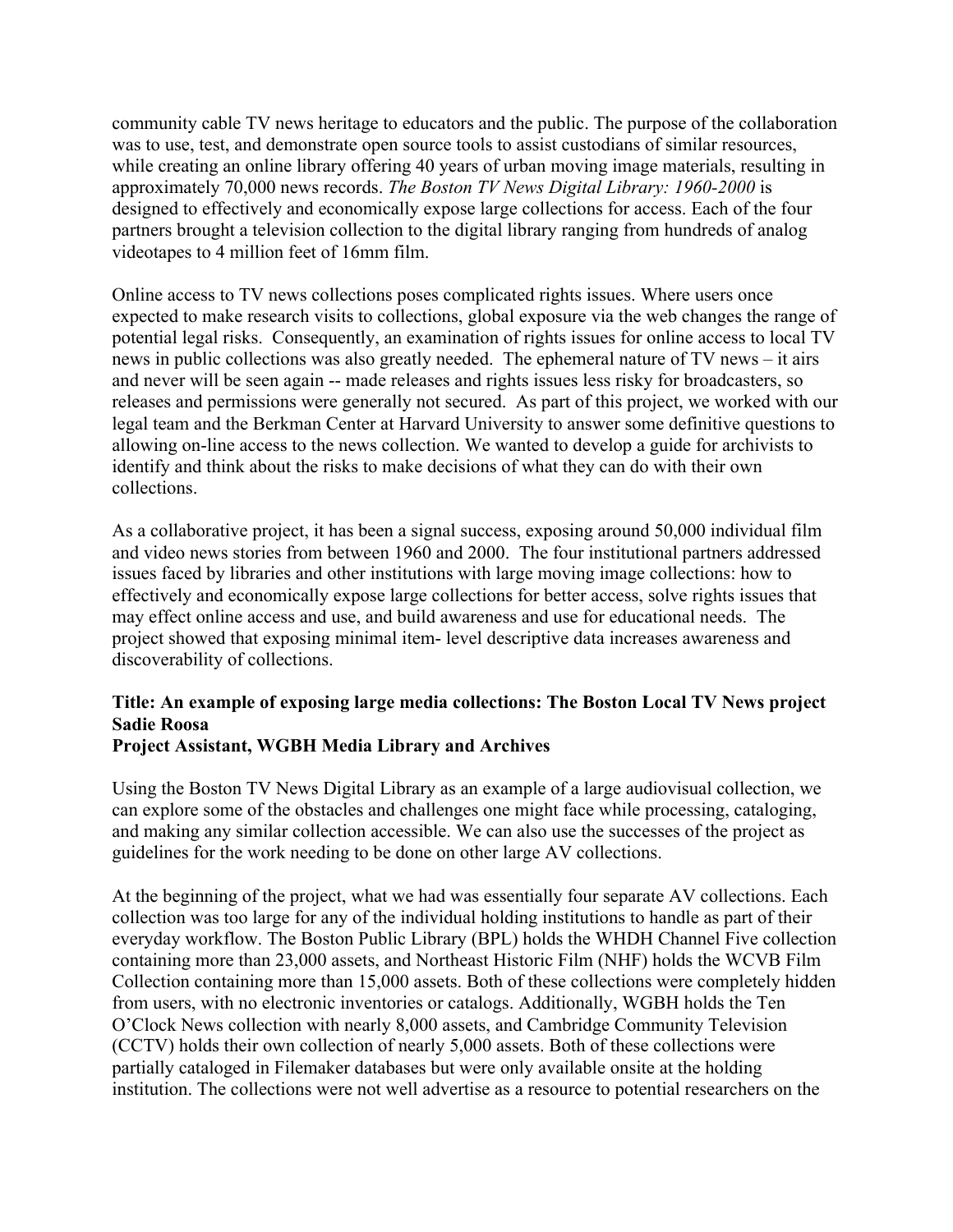community cable TV news heritage to educators and the public. The purpose of the collaboration was to use, test, and demonstrate open source tools to assist custodians of similar resources, while creating an online library offering 40 years of urban moving image materials, resulting in approximately 70,000 news records. *The Boston TV News Digital Library: 1960-2000* is designed to effectively and economically expose large collections for access. Each of the four partners brought a television collection to the digital library ranging from hundreds of analog videotapes to 4 million feet of 16mm film.

Online access to TV news collections poses complicated rights issues. Where users once expected to make research visits to collections, global exposure via the web changes the range of potential legal risks. Consequently, an examination of rights issues for online access to local TV news in public collections was also greatly needed. The ephemeral nature of TV news – it airs and never will be seen again -- made releases and rights issues less risky for broadcasters, so releases and permissions were generally not secured. As part of this project, we worked with our legal team and the Berkman Center at Harvard University to answer some definitive questions to allowing on-line access to the news collection. We wanted to develop a guide for archivists to identify and think about the risks to make decisions of what they can do with their own collections.

As a collaborative project, it has been a signal success, exposing around 50,000 individual film and video news stories from between 1960 and 2000. The four institutional partners addressed issues faced by libraries and other institutions with large moving image collections: how to effectively and economically expose large collections for better access, solve rights issues that may effect online access and use, and build awareness and use for educational needs. The project showed that exposing minimal item- level descriptive data increases awareness and discoverability of collections.

**Title: An example of exposing large media collections: The Boston Local TV News project**
**Sadie Roosa**
**Project Assistant, WGBH Media Library and Archives**

Using the Boston TV News Digital Library as an example of a large audiovisual collection, we can explore some of the obstacles and challenges one might face while processing, cataloging, and making any similar collection accessible. We can also use the successes of the project as guidelines for the work needing to be done on other large AV collections.

At the beginning of the project, what we had was essentially four separate AV collections. Each collection was too large for any of the individual holding institutions to handle as part of their everyday workflow. The Boston Public Library (BPL) holds the WHDH Channel Five collection containing more than 23,000 assets, and Northeast Historic Film (NHF) holds the WCVB Film Collection containing more than 15,000 assets. Both of these collections were completely hidden from users, with no electronic inventories or catalogs. Additionally, WGBH holds the Ten O'Clock News collection with nearly 8,000 assets, and Cambridge Community Television (CCTV) holds their own collection of nearly 5,000 assets. Both of these collections were partially cataloged in Filemaker databases but were only available onsite at the holding institution. The collections were not well advertise as a resource to potential researchers on the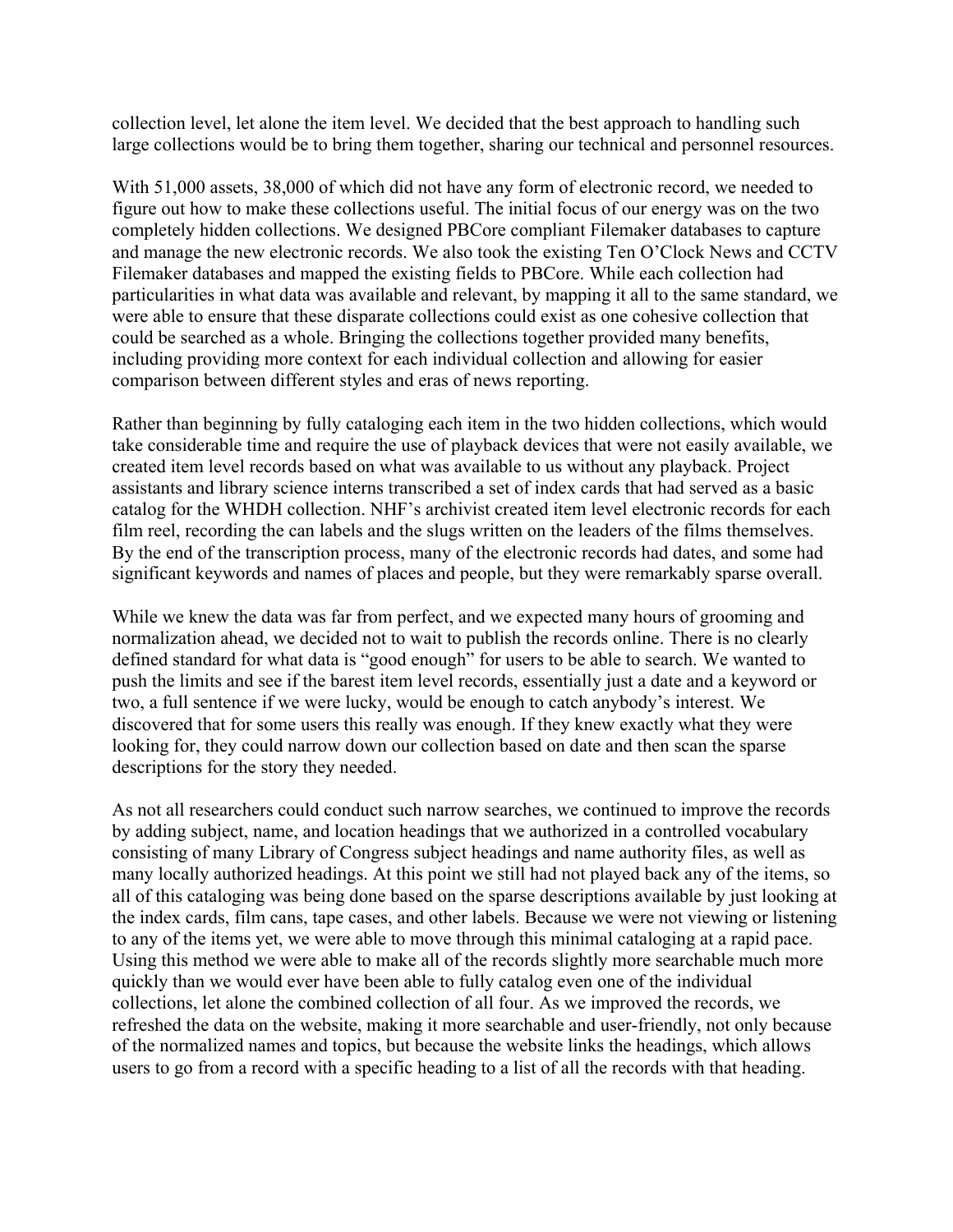collection level, let alone the item level. We decided that the best approach to handling such large collections would be to bring them together, sharing our technical and personnel resources.

With 51,000 assets, 38,000 of which did not have any form of electronic record, we needed to figure out how to make these collections useful. The initial focus of our energy was on the two completely hidden collections. We designed PBCore compliant Filemaker databases to capture and manage the new electronic records. We also took the existing Ten O'Clock News and CCTV Filemaker databases and mapped the existing fields to PBCore. While each collection had particularities in what data was available and relevant, by mapping it all to the same standard, we were able to ensure that these disparate collections could exist as one cohesive collection that could be searched as a whole. Bringing the collections together provided many benefits, including providing more context for each individual collection and allowing for easier comparison between different styles and eras of news reporting.

Rather than beginning by fully cataloging each item in the two hidden collections, which would take considerable time and require the use of playback devices that were not easily available, we created item level records based on what was available to us without any playback. Project assistants and library science interns transcribed a set of index cards that had served as a basic catalog for the WHDH collection. NHF's archivist created item level electronic records for each film reel, recording the can labels and the slugs written on the leaders of the films themselves. By the end of the transcription process, many of the electronic records had dates, and some had significant keywords and names of places and people, but they were remarkably sparse overall.

While we knew the data was far from perfect, and we expected many hours of grooming and normalization ahead, we decided not to wait to publish the records online. There is no clearly defined standard for what data is "good enough" for users to be able to search. We wanted to push the limits and see if the barest item level records, essentially just a date and a keyword or two, a full sentence if we were lucky, would be enough to catch anybody's interest. We discovered that for some users this really was enough. If they knew exactly what they were looking for, they could narrow down our collection based on date and then scan the sparse descriptions for the story they needed.

As not all researchers could conduct such narrow searches, we continued to improve the records by adding subject, name, and location headings that we authorized in a controlled vocabulary consisting of many Library of Congress subject headings and name authority files, as well as many locally authorized headings. At this point we still had not played back any of the items, so all of this cataloging was being done based on the sparse descriptions available by just looking at the index cards, film cans, tape cases, and other labels. Because we were not viewing or listening to any of the items yet, we were able to move through this minimal cataloging at a rapid pace. Using this method we were able to make all of the records slightly more searchable much more quickly than we would ever have been able to fully catalog even one of the individual collections, let alone the combined collection of all four. As we improved the records, we refreshed the data on the website, making it more searchable and user-friendly, not only because of the normalized names and topics, but because the website links the headings, which allows users to go from a record with a specific heading to a list of all the records with that heading.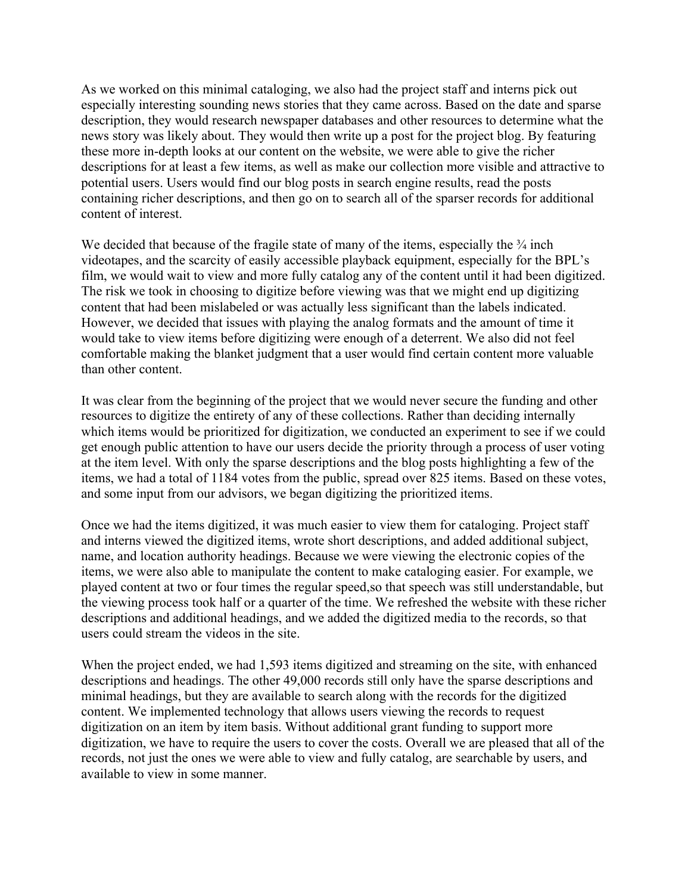As we worked on this minimal cataloging, we also had the project staff and interns pick out especially interesting sounding news stories that they came across. Based on the date and sparse description, they would research newspaper databases and other resources to determine what the news story was likely about. They would then write up a post for the project blog. By featuring these more in-depth looks at our content on the website, we were able to give the richer descriptions for at least a few items, as well as make our collection more visible and attractive to potential users. Users would find our blog posts in search engine results, read the posts containing richer descriptions, and then go on to search all of the sparser records for additional content of interest.

We decided that because of the fragile state of many of the items, especially the ¾ inch videotapes, and the scarcity of easily accessible playback equipment, especially for the BPL's film, we would wait to view and more fully catalog any of the content until it had been digitized. The risk we took in choosing to digitize before viewing was that we might end up digitizing content that had been mislabeled or was actually less significant than the labels indicated. However, we decided that issues with playing the analog formats and the amount of time it would take to view items before digitizing were enough of a deterrent. We also did not feel comfortable making the blanket judgment that a user would find certain content more valuable than other content.

It was clear from the beginning of the project that we would never secure the funding and other resources to digitize the entirety of any of these collections. Rather than deciding internally which items would be prioritized for digitization, we conducted an experiment to see if we could get enough public attention to have our users decide the priority through a process of user voting at the item level. With only the sparse descriptions and the blog posts highlighting a few of the items, we had a total of 1184 votes from the public, spread over 825 items. Based on these votes, and some input from our advisors, we began digitizing the prioritized items.

Once we had the items digitized, it was much easier to view them for cataloging. Project staff and interns viewed the digitized items, wrote short descriptions, and added additional subject, name, and location authority headings. Because we were viewing the electronic copies of the items, we were also able to manipulate the content to make cataloging easier. For example, we played content at two or four times the regular speed,so that speech was still understandable, but the viewing process took half or a quarter of the time. We refreshed the website with these richer descriptions and additional headings, and we added the digitized media to the records, so that users could stream the videos in the site.

When the project ended, we had 1,593 items digitized and streaming on the site, with enhanced descriptions and headings. The other 49,000 records still only have the sparse descriptions and minimal headings, but they are available to search along with the records for the digitized content. We implemented technology that allows users viewing the records to request digitization on an item by item basis. Without additional grant funding to support more digitization, we have to require the users to cover the costs. Overall we are pleased that all of the records, not just the ones we were able to view and fully catalog, are searchable by users, and available to view in some manner.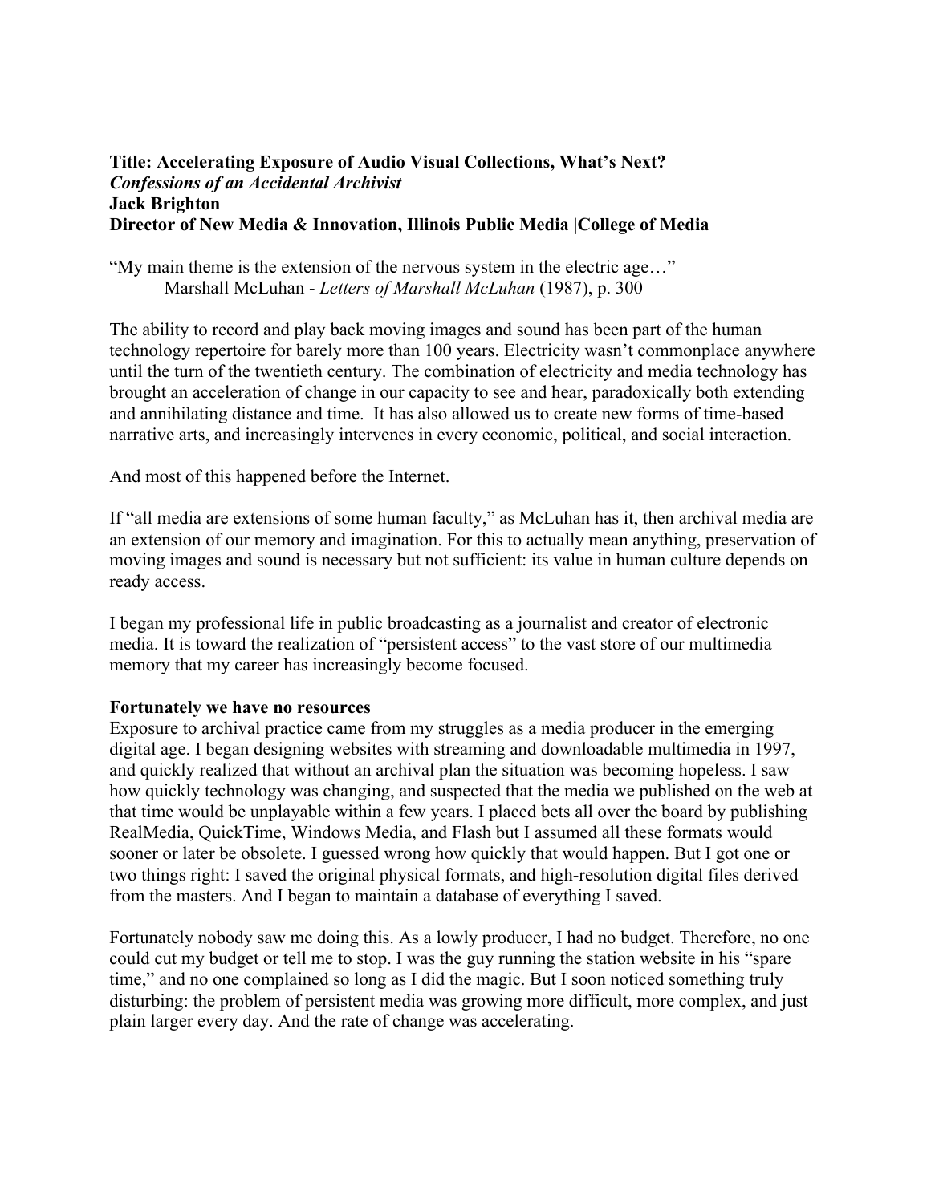**Title: Accelerating Exposure of Audio Visual Collections, What's Next?**
***Confessions of an Accidental Archivist***
**Jack Brighton**
**Director of New Media & Innovation, Illinois Public Media |College of Media**

"My main theme is the extension of the nervous system in the electric age…"
Marshall McLuhan - *Letters of Marshall McLuhan* (1987), p. 300

The ability to record and play back moving images and sound has been part of the human technology repertoire for barely more than 100 years. Electricity wasn't commonplace anywhere until the turn of the twentieth century. The combination of electricity and media technology has brought an acceleration of change in our capacity to see and hear, paradoxically both extending and annihilating distance and time. It has also allowed us to create new forms of time-based narrative arts, and increasingly intervenes in every economic, political, and social interaction.

And most of this happened before the Internet.

If "all media are extensions of some human faculty," as McLuhan has it, then archival media are an extension of our memory and imagination. For this to actually mean anything, preservation of moving images and sound is necessary but not sufficient: its value in human culture depends on ready access.

I began my professional life in public broadcasting as a journalist and creator of electronic media. It is toward the realization of "persistent access" to the vast store of our multimedia memory that my career has increasingly become focused.

**Fortunately we have no resources**

Exposure to archival practice came from my struggles as a media producer in the emerging digital age. I began designing websites with streaming and downloadable multimedia in 1997, and quickly realized that without an archival plan the situation was becoming hopeless. I saw how quickly technology was changing, and suspected that the media we published on the web at that time would be unplayable within a few years. I placed bets all over the board by publishing RealMedia, QuickTime, Windows Media, and Flash but I assumed all these formats would sooner or later be obsolete. I guessed wrong how quickly that would happen. But I got one or two things right: I saved the original physical formats, and high-resolution digital files derived from the masters. And I began to maintain a database of everything I saved.

Fortunately nobody saw me doing this. As a lowly producer, I had no budget. Therefore, no one could cut my budget or tell me to stop. I was the guy running the station website in his "spare time," and no one complained so long as I did the magic. But I soon noticed something truly disturbing: the problem of persistent media was growing more difficult, more complex, and just plain larger every day. And the rate of change was accelerating.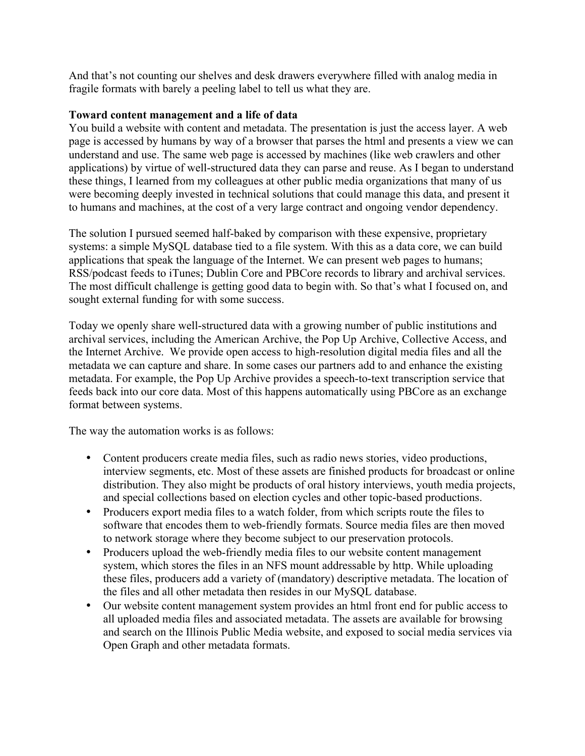And that's not counting our shelves and desk drawers everywhere filled with analog media in fragile formats with barely a peeling label to tell us what they are.

**Toward content management and a life of data**

You build a website with content and metadata. The presentation is just the access layer. A web page is accessed by humans by way of a browser that parses the html and presents a view we can understand and use. The same web page is accessed by machines (like web crawlers and other applications) by virtue of well-structured data they can parse and reuse. As I began to understand these things, I learned from my colleagues at other public media organizations that many of us were becoming deeply invested in technical solutions that could manage this data, and present it to humans and machines, at the cost of a very large contract and ongoing vendor dependency.

The solution I pursued seemed half-baked by comparison with these expensive, proprietary systems: a simple MySQL database tied to a file system. With this as a data core, we can build applications that speak the language of the Internet. We can present web pages to humans; RSS/podcast feeds to iTunes; Dublin Core and PBCore records to library and archival services. The most difficult challenge is getting good data to begin with. So that's what I focused on, and sought external funding for with some success.

Today we openly share well-structured data with a growing number of public institutions and archival services, including the American Archive, the Pop Up Archive, Collective Access, and the Internet Archive. We provide open access to high-resolution digital media files and all the metadata we can capture and share. In some cases our partners add to and enhance the existing metadata. For example, the Pop Up Archive provides a speech-to-text transcription service that feeds back into our core data. Most of this happens automatically using PBCore as an exchange format between systems.

The way the automation works is as follows:

- Content producers create media files, such as radio news stories, video productions, interview segments, etc. Most of these assets are finished products for broadcast or online distribution. They also might be products of oral history interviews, youth media projects, and special collections based on election cycles and other topic-based productions.
- Producers export media files to a watch folder, from which scripts route the files to software that encodes them to web-friendly formats. Source media files are then moved to network storage where they become subject to our preservation protocols.
- Producers upload the web-friendly media files to our website content management system, which stores the files in an NFS mount addressable by http. While uploading these files, producers add a variety of (mandatory) descriptive metadata. The location of the files and all other metadata then resides in our MySQL database.
- Our website content management system provides an html front end for public access to all uploaded media files and associated metadata. The assets are available for browsing and search on the Illinois Public Media website, and exposed to social media services via Open Graph and other metadata formats.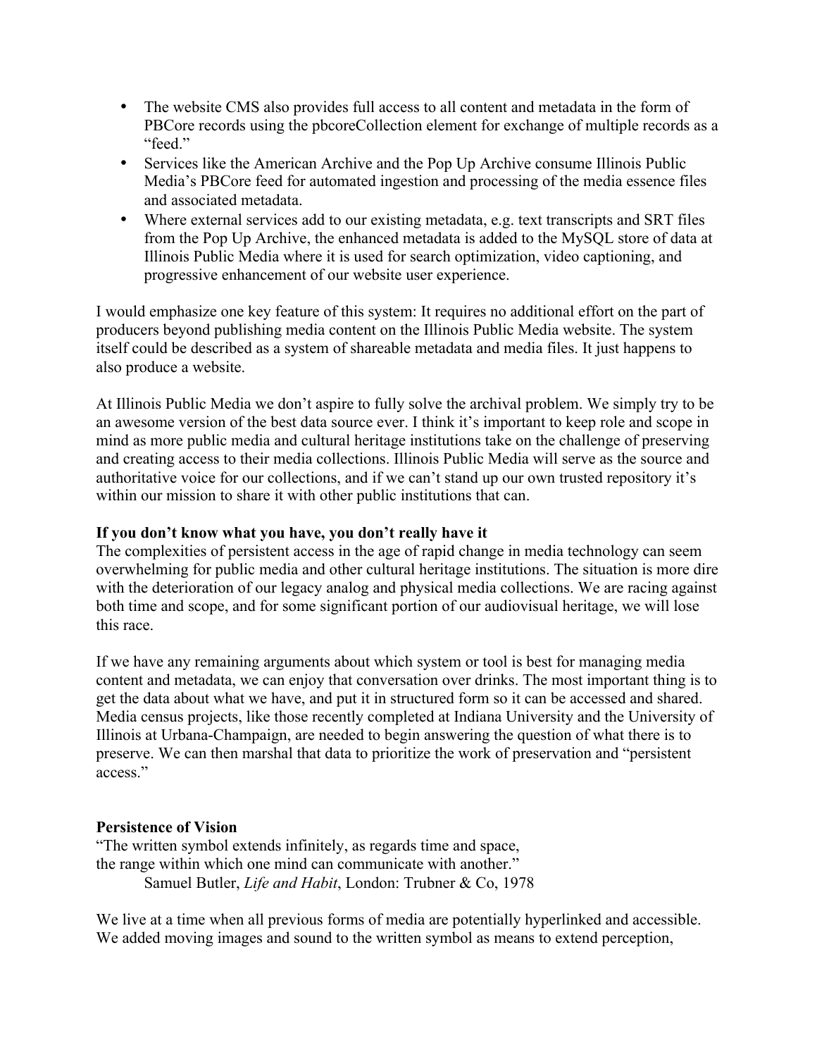- The website CMS also provides full access to all content and metadata in the form of PBCore records using the pbcoreCollection element for exchange of multiple records as a "feed."
- Services like the American Archive and the Pop Up Archive consume Illinois Public Media's PBCore feed for automated ingestion and processing of the media essence files and associated metadata.
- Where external services add to our existing metadata, e.g. text transcripts and SRT files from the Pop Up Archive, the enhanced metadata is added to the MySQL store of data at Illinois Public Media where it is used for search optimization, video captioning, and progressive enhancement of our website user experience.

I would emphasize one key feature of this system: It requires no additional effort on the part of producers beyond publishing media content on the Illinois Public Media website. The system itself could be described as a system of shareable metadata and media files. It just happens to also produce a website.

At Illinois Public Media we don't aspire to fully solve the archival problem. We simply try to be an awesome version of the best data source ever. I think it's important to keep role and scope in mind as more public media and cultural heritage institutions take on the challenge of preserving and creating access to their media collections. Illinois Public Media will serve as the source and authoritative voice for our collections, and if we can't stand up our own trusted repository it's within our mission to share it with other public institutions that can.

**If you don't know what you have, you don't really have it**

The complexities of persistent access in the age of rapid change in media technology can seem overwhelming for public media and other cultural heritage institutions. The situation is more dire with the deterioration of our legacy analog and physical media collections. We are racing against both time and scope, and for some significant portion of our audiovisual heritage, we will lose this race.

If we have any remaining arguments about which system or tool is best for managing media content and metadata, we can enjoy that conversation over drinks. The most important thing is to get the data about what we have, and put it in structured form so it can be accessed and shared. Media census projects, like those recently completed at Indiana University and the University of Illinois at Urbana-Champaign, are needed to begin answering the question of what there is to preserve. We can then marshal that data to prioritize the work of preservation and "persistent access."

**Persistence of Vision**

"The written symbol extends infinitely, as regards time and space,
the range within which one mind can communicate with another."
Samuel Butler, *Life and Habit*, London: Trubner & Co, 1978

We live at a time when all previous forms of media are potentially hyperlinked and accessible. We added moving images and sound to the written symbol as means to extend perception,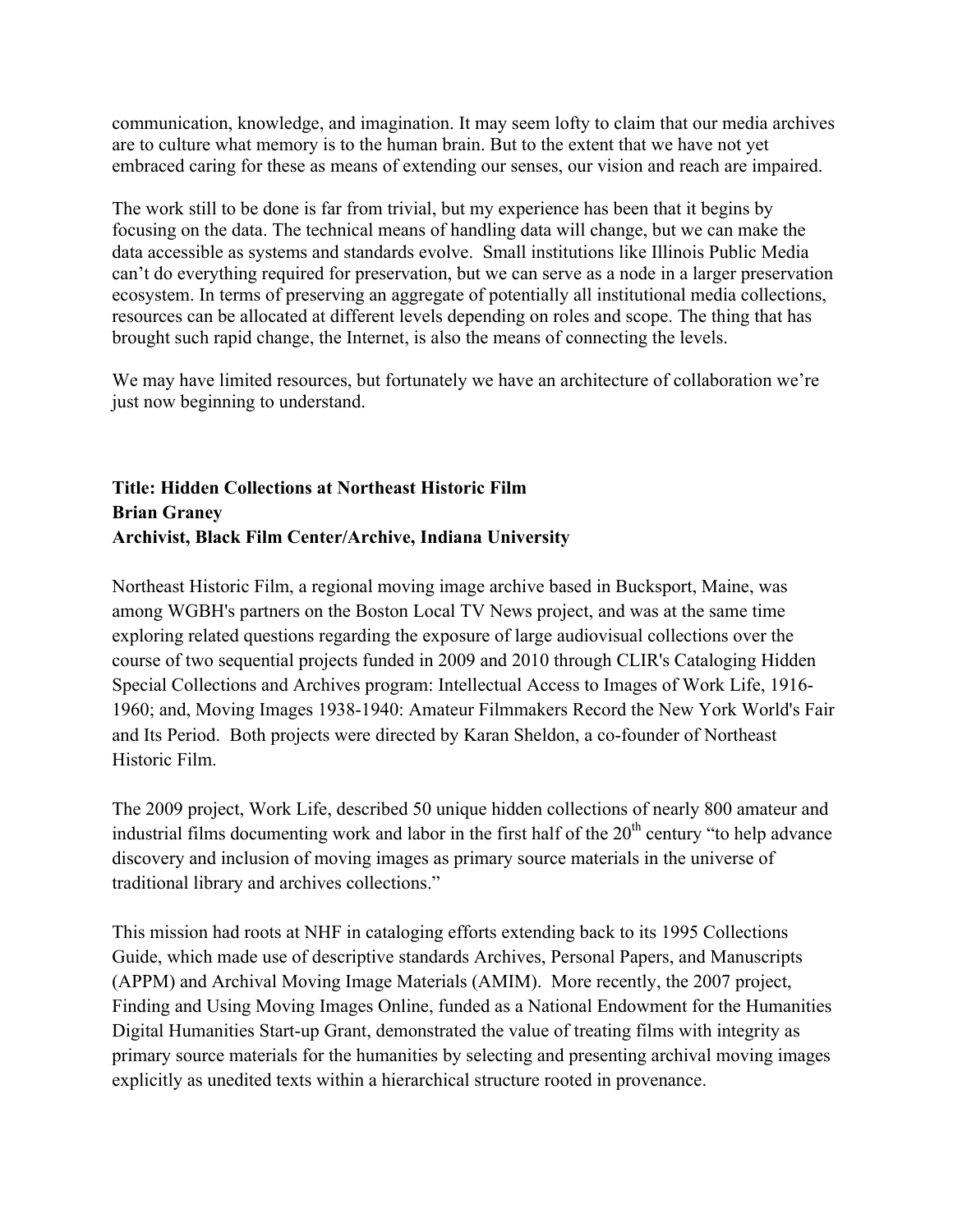communication, knowledge, and imagination. It may seem lofty to claim that our media archives are to culture what memory is to the human brain. But to the extent that we have not yet embraced caring for these as means of extending our senses, our vision and reach are impaired.

The work still to be done is far from trivial, but my experience has been that it begins by focusing on the data. The technical means of handling data will change, but we can make the data accessible as systems and standards evolve. Small institutions like Illinois Public Media can't do everything required for preservation, but we can serve as a node in a larger preservation ecosystem. In terms of preserving an aggregate of potentially all institutional media collections, resources can be allocated at different levels depending on roles and scope. The thing that has brought such rapid change, the Internet, is also the means of connecting the levels.

We may have limited resources, but fortunately we have an architecture of collaboration we're just now beginning to understand.

**Title: Hidden Collections at Northeast Historic Film**
**Brian Graney**
**Archivist, Black Film Center/Archive, Indiana University**

Northeast Historic Film, a regional moving image archive based in Bucksport, Maine, was among WGBH's partners on the Boston Local TV News project, and was at the same time exploring related questions regarding the exposure of large audiovisual collections over the course of two sequential projects funded in 2009 and 2010 through CLIR's Cataloging Hidden Special Collections and Archives program: Intellectual Access to Images of Work Life, 1916-1960; and, Moving Images 1938-1940: Amateur Filmmakers Record the New York World's Fair and Its Period. Both projects were directed by Karan Sheldon, a co-founder of Northeast Historic Film.

The 2009 project, Work Life, described 50 unique hidden collections of nearly 800 amateur and industrial films documenting work and labor in the first half of the 20th century "to help advance discovery and inclusion of moving images as primary source materials in the universe of traditional library and archives collections."

This mission had roots at NHF in cataloging efforts extending back to its 1995 Collections Guide, which made use of descriptive standards Archives, Personal Papers, and Manuscripts (APPM) and Archival Moving Image Materials (AMIM). More recently, the 2007 project, Finding and Using Moving Images Online, funded as a National Endowment for the Humanities Digital Humanities Start-up Grant, demonstrated the value of treating films with integrity as primary source materials for the humanities by selecting and presenting archival moving images explicitly as unedited texts within a hierarchical structure rooted in provenance.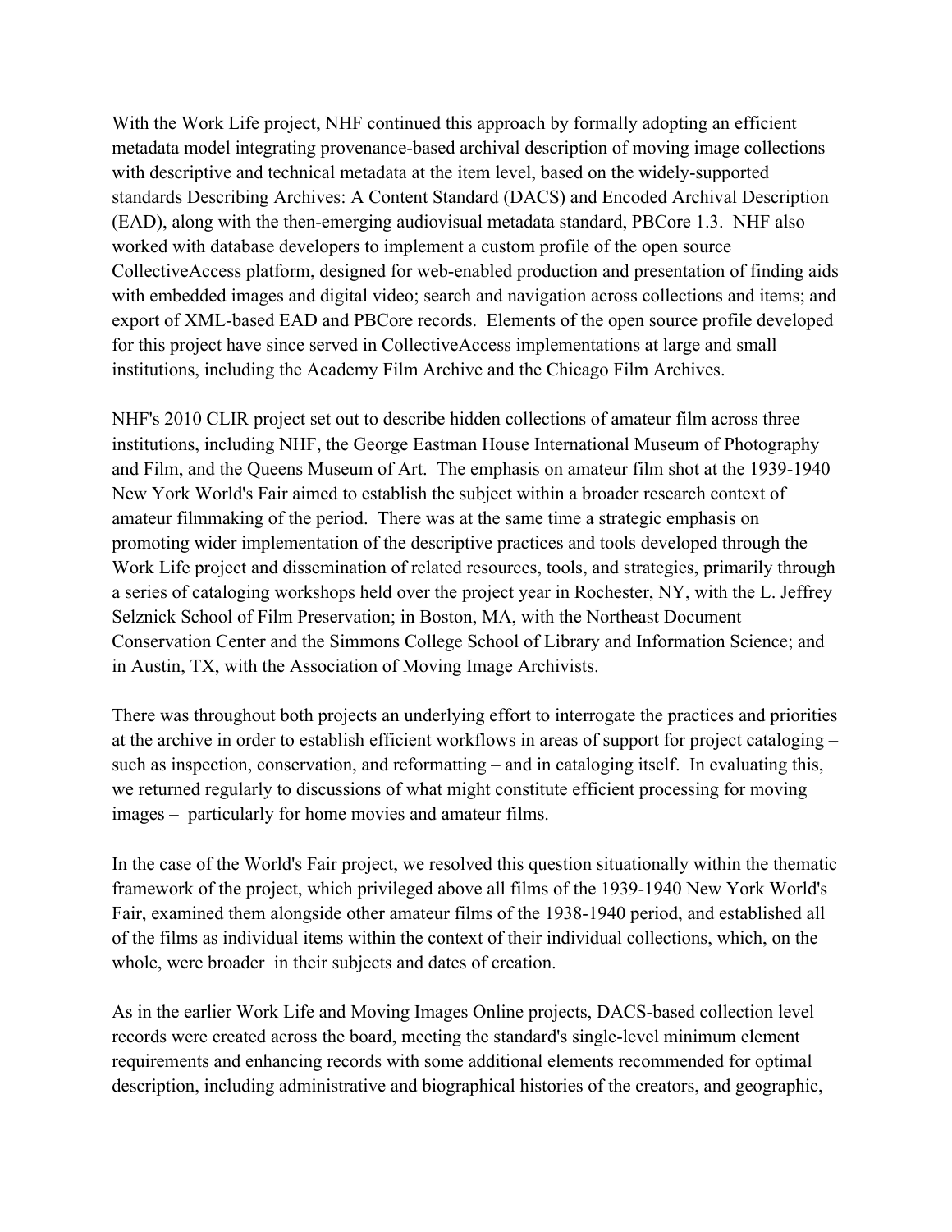With the Work Life project, NHF continued this approach by formally adopting an efficient metadata model integrating provenance-based archival description of moving image collections with descriptive and technical metadata at the item level, based on the widely-supported standards Describing Archives: A Content Standard (DACS) and Encoded Archival Description (EAD), along with the then-emerging audiovisual metadata standard, PBCore 1.3. NHF also worked with database developers to implement a custom profile of the open source CollectiveAccess platform, designed for web-enabled production and presentation of finding aids with embedded images and digital video; search and navigation across collections and items; and export of XML-based EAD and PBCore records. Elements of the open source profile developed for this project have since served in CollectiveAccess implementations at large and small institutions, including the Academy Film Archive and the Chicago Film Archives.

NHF's 2010 CLIR project set out to describe hidden collections of amateur film across three institutions, including NHF, the George Eastman House International Museum of Photography and Film, and the Queens Museum of Art. The emphasis on amateur film shot at the 1939-1940 New York World's Fair aimed to establish the subject within a broader research context of amateur filmmaking of the period. There was at the same time a strategic emphasis on promoting wider implementation of the descriptive practices and tools developed through the Work Life project and dissemination of related resources, tools, and strategies, primarily through a series of cataloging workshops held over the project year in Rochester, NY, with the L. Jeffrey Selznick School of Film Preservation; in Boston, MA, with the Northeast Document Conservation Center and the Simmons College School of Library and Information Science; and in Austin, TX, with the Association of Moving Image Archivists.

There was throughout both projects an underlying effort to interrogate the practices and priorities at the archive in order to establish efficient workflows in areas of support for project cataloging – such as inspection, conservation, and reformatting – and in cataloging itself. In evaluating this, we returned regularly to discussions of what might constitute efficient processing for moving images – particularly for home movies and amateur films.

In the case of the World's Fair project, we resolved this question situationally within the thematic framework of the project, which privileged above all films of the 1939-1940 New York World's Fair, examined them alongside other amateur films of the 1938-1940 period, and established all of the films as individual items within the context of their individual collections, which, on the whole, were broader in their subjects and dates of creation.

As in the earlier Work Life and Moving Images Online projects, DACS-based collection level records were created across the board, meeting the standard's single-level minimum element requirements and enhancing records with some additional elements recommended for optimal description, including administrative and biographical histories of the creators, and geographic,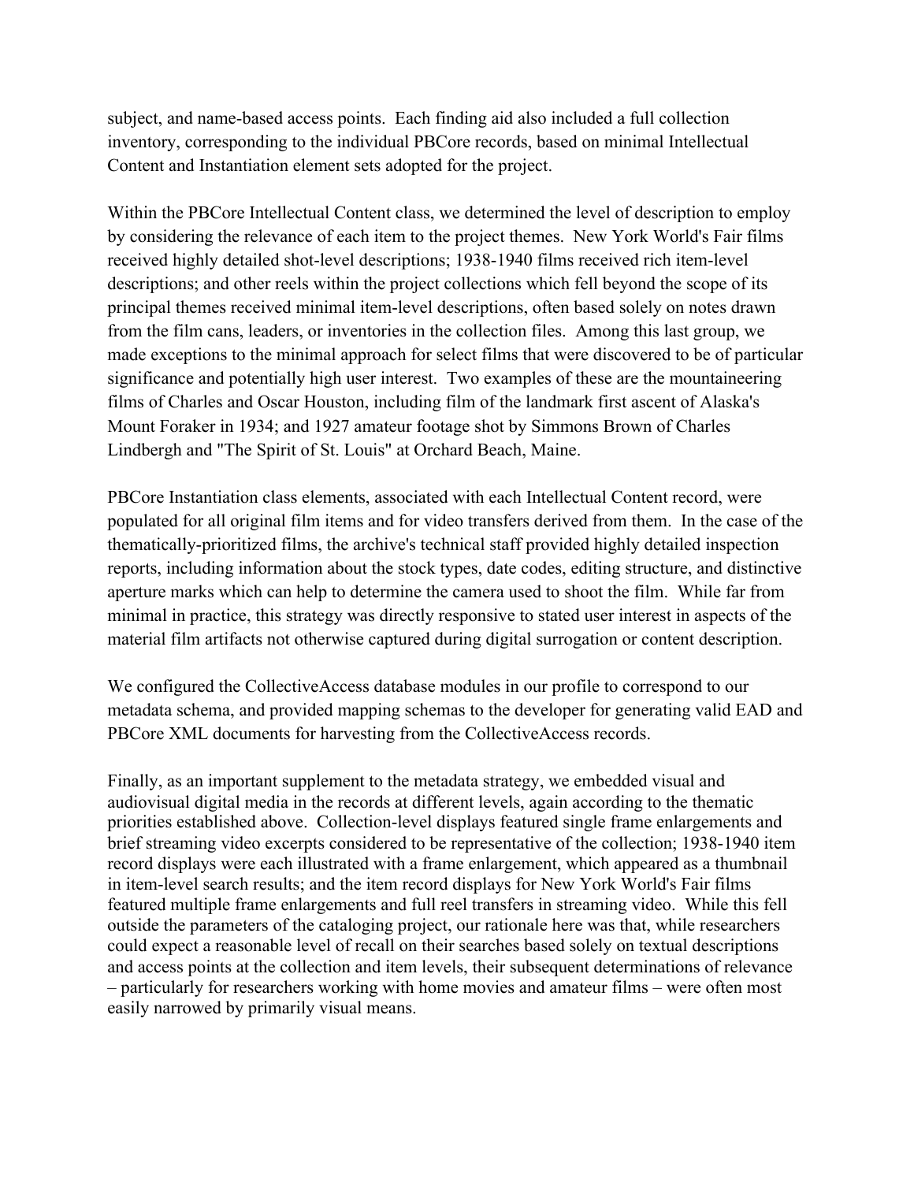subject, and name-based access points. Each finding aid also included a full collection inventory, corresponding to the individual PBCore records, based on minimal Intellectual Content and Instantiation element sets adopted for the project.

Within the PBCore Intellectual Content class, we determined the level of description to employ by considering the relevance of each item to the project themes. New York World's Fair films received highly detailed shot-level descriptions; 1938-1940 films received rich item-level descriptions; and other reels within the project collections which fell beyond the scope of its principal themes received minimal item-level descriptions, often based solely on notes drawn from the film cans, leaders, or inventories in the collection files. Among this last group, we made exceptions to the minimal approach for select films that were discovered to be of particular significance and potentially high user interest. Two examples of these are the mountaineering films of Charles and Oscar Houston, including film of the landmark first ascent of Alaska's Mount Foraker in 1934; and 1927 amateur footage shot by Simmons Brown of Charles Lindbergh and "The Spirit of St. Louis" at Orchard Beach, Maine.

PBCore Instantiation class elements, associated with each Intellectual Content record, were populated for all original film items and for video transfers derived from them. In the case of the thematically-prioritized films, the archive's technical staff provided highly detailed inspection reports, including information about the stock types, date codes, editing structure, and distinctive aperture marks which can help to determine the camera used to shoot the film. While far from minimal in practice, this strategy was directly responsive to stated user interest in aspects of the material film artifacts not otherwise captured during digital surrogation or content description.

We configured the CollectiveAccess database modules in our profile to correspond to our metadata schema, and provided mapping schemas to the developer for generating valid EAD and PBCore XML documents for harvesting from the CollectiveAccess records.

Finally, as an important supplement to the metadata strategy, we embedded visual and audiovisual digital media in the records at different levels, again according to the thematic priorities established above. Collection-level displays featured single frame enlargements and brief streaming video excerpts considered to be representative of the collection; 1938-1940 item record displays were each illustrated with a frame enlargement, which appeared as a thumbnail in item-level search results; and the item record displays for New York World's Fair films featured multiple frame enlargements and full reel transfers in streaming video. While this fell outside the parameters of the cataloging project, our rationale here was that, while researchers could expect a reasonable level of recall on their searches based solely on textual descriptions and access points at the collection and item levels, their subsequent determinations of relevance – particularly for researchers working with home movies and amateur films – were often most easily narrowed by primarily visual means.